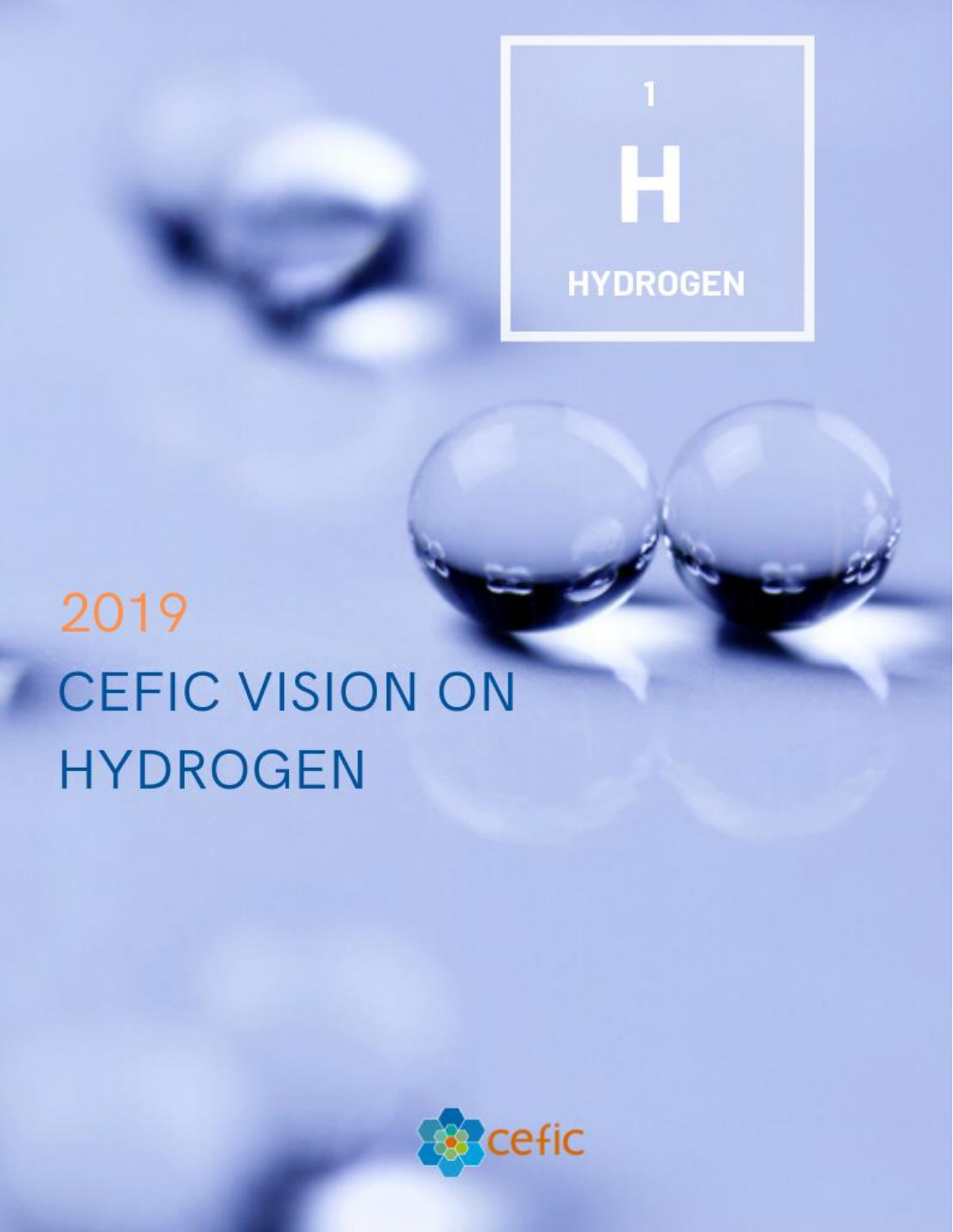1

H

HYDROGEN

2019

# CEFIC VISION ON HYDROGEN

cefic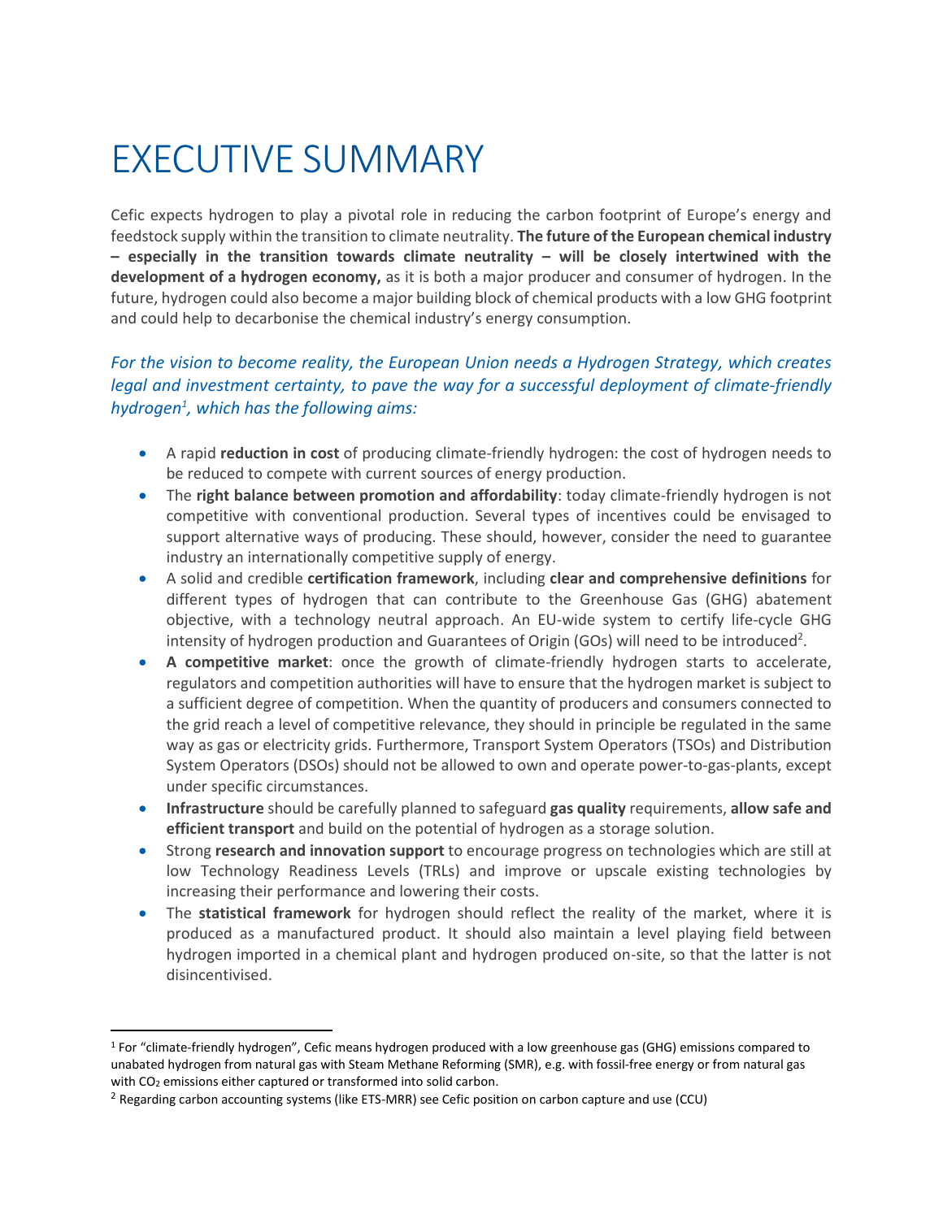# EXECUTIVE SUMMARY

Cefic expects hydrogen to play a pivotal role in reducing the carbon footprint of Europe's energy and feedstock supply within the transition to climate neutrality. **The future of the European chemical industry – especially in the transition towards climate neutrality – will be closely intertwined with the development of a hydrogen economy,** as it is both a major producer and consumer of hydrogen. In the future, hydrogen could also become a major building block of chemical products with a low GHG footprint and could help to decarbonise the chemical industry's energy consumption.

*For the vision to become reality, the European Union needs a Hydrogen Strategy, which creates legal and investment certainty, to pave the way for a successful deployment of climate-friendly hydrogen[1], which has the following aims:*

- A rapid **reduction in cost** of producing climate-friendly hydrogen: the cost of hydrogen needs to be reduced to compete with current sources of energy production.
- The **right balance between promotion and affordability**: today climate-friendly hydrogen is not competitive with conventional production. Several types of incentives could be envisaged to support alternative ways of producing. These should, however, consider the need to guarantee industry an internationally competitive supply of energy.
- A solid and credible **certification framework**, including **clear and comprehensive definitions** for different types of hydrogen that can contribute to the Greenhouse Gas (GHG) abatement objective, with a technology neutral approach. An EU-wide system to certify life-cycle GHG intensity of hydrogen production and Guarantees of Origin (GOs) will need to be introduced[2].
- **A competitive market**: once the growth of climate-friendly hydrogen starts to accelerate, regulators and competition authorities will have to ensure that the hydrogen market is subject to a sufficient degree of competition. When the quantity of producers and consumers connected to the grid reach a level of competitive relevance, they should in principle be regulated in the same way as gas or electricity grids. Furthermore, Transport System Operators (TSOs) and Distribution System Operators (DSOs) should not be allowed to own and operate power-to-gas-plants, except under specific circumstances.
- **Infrastructure** should be carefully planned to safeguard **gas quality** requirements, **allow safe and efficient transport** and build on the potential of hydrogen as a storage solution.
- Strong **research and innovation support** to encourage progress on technologies which are still at low Technology Readiness Levels (TRLs) and improve or upscale existing technologies by increasing their performance and lowering their costs.
- The **statistical framework** for hydrogen should reflect the reality of the market, where it is produced as a manufactured product. It should also maintain a level playing field between hydrogen imported in a chemical plant and hydrogen produced on-site, so that the latter is not disincentivised.

---

[1] For "climate-friendly hydrogen", Cefic means hydrogen produced with a low greenhouse gas (GHG) emissions compared to unabated hydrogen from natural gas with Steam Methane Reforming (SMR), e.g. with fossil-free energy or from natural gas with $CO_2$ emissions either captured or transformed into solid carbon.

[2] Regarding carbon accounting systems (like ETS-MRR) see Cefic position on carbon capture and use (CCU)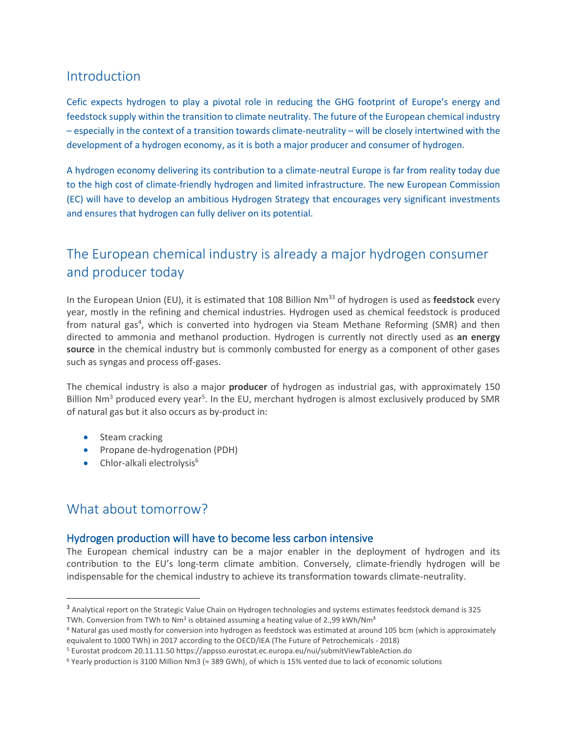## Introduction

Cefic expects hydrogen to play a pivotal role in reducing the GHG footprint of Europe's energy and feedstock supply within the transition to climate neutrality. The future of the European chemical industry – especially in the context of a transition towards climate-neutrality – will be closely intertwined with the development of a hydrogen economy, as it is both a major producer and consumer of hydrogen.

A hydrogen economy delivering its contribution to a climate-neutral Europe is far from reality today due to the high cost of climate-friendly hydrogen and limited infrastructure. The new European Commission (EC) will have to develop an ambitious Hydrogen Strategy that encourages very significant investments and ensures that hydrogen can fully deliver on its potential.

## The European chemical industry is already a major hydrogen consumer and producer today

In the European Union (EU), it is estimated that 108 Billion $Nm^3$[3] of hydrogen is used as **feedstock** every year, mostly in the refining and chemical industries. Hydrogen used as chemical feedstock is produced from natural gas[4], which is converted into hydrogen via Steam Methane Reforming (SMR) and then directed to ammonia and methanol production. Hydrogen is currently not directly used as **an energy source** in the chemical industry but is commonly combusted for energy as a component of other gases such as syngas and process off-gases.

The chemical industry is also a major **producer** of hydrogen as industrial gas, with approximately 150 Billion $Nm^3$ produced every year[5]. In the EU, merchant hydrogen is almost exclusively produced by SMR of natural gas but it also occurs as by-product in:

- Steam cracking
- Propane de-hydrogenation (PDH)
- Chlor-alkali electrolysis[6]

## What about tomorrow?

### Hydrogen production will have to become less carbon intensive

The European chemical industry can be a major enabler in the deployment of hydrogen and its contribution to the EU's long-term climate ambition. Conversely, climate-friendly hydrogen will be indispensable for the chemical industry to achieve its transformation towards climate-neutrality.

---

[3] Analytical report on the Strategic Value Chain on Hydrogen technologies and systems estimates feedstock demand is 325 TWh. Conversion from TWh to $Nm^3$ is obtained assuming a heating value of 2.,99 $kWh/Nm^3$

[4] Natural gas used mostly for conversion into hydrogen as feedstock was estimated at around 105 bcm (which is approximately equivalent to 1000 TWh) in 2017 according to the OECD/IEA (The Future of Petrochemicals - 2018)

[5] Eurostat prodcom 20.11.11.50 https://appsso.eurostat.ec.europa.eu/nui/submitViewTableAction.do

[6] Yearly production is 3100 Million Nm3 (≈ 389 GWh), of which is 15% vented due to lack of economic solutions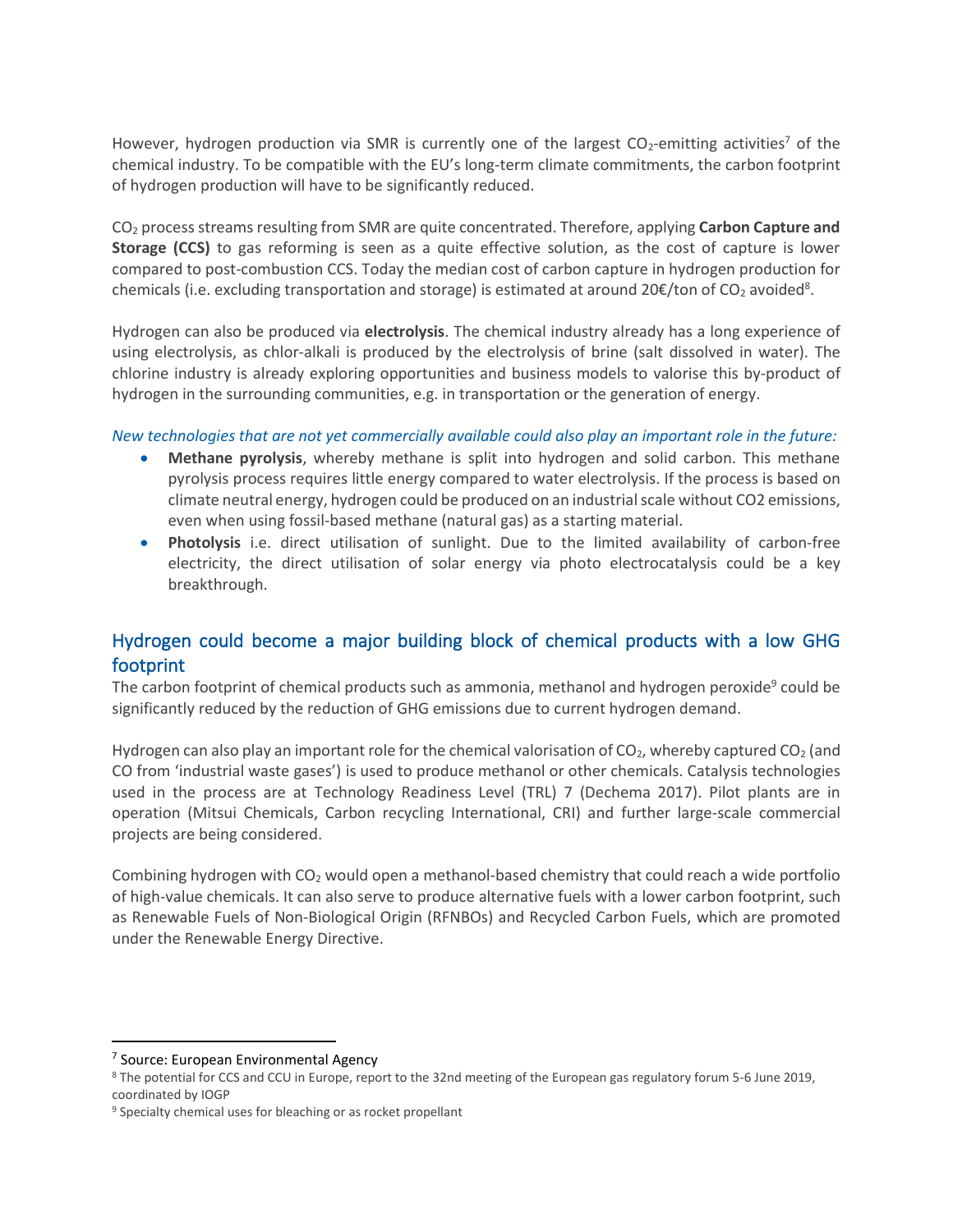However, hydrogen production via SMR is currently one of the largest $CO_2$-emitting activities[7] of the chemical industry. To be compatible with the EU's long-term climate commitments, the carbon footprint of hydrogen production will have to be significantly reduced.

$CO_2$ process streams resulting from SMR are quite concentrated. Therefore, applying **Carbon Capture and Storage (CCS)** to gas reforming is seen as a quite effective solution, as the cost of capture is lower compared to post-combustion CCS. Today the median cost of carbon capture in hydrogen production for chemicals (i.e. excluding transportation and storage) is estimated at around 20€/ton of $CO_2$ avoided[8].

Hydrogen can also be produced via **electrolysis**. The chemical industry already has a long experience of using electrolysis, as chlor-alkali is produced by the electrolysis of brine (salt dissolved in water). The chlorine industry is already exploring opportunities and business models to valorise this by-product of hydrogen in the surrounding communities, e.g. in transportation or the generation of energy.

*New technologies that are not yet commercially available could also play an important role in the future:*

- **Methane pyrolysis**, whereby methane is split into hydrogen and solid carbon. This methane pyrolysis process requires little energy compared to water electrolysis. If the process is based on climate neutral energy, hydrogen could be produced on an industrial scale without CO2 emissions, even when using fossil-based methane (natural gas) as a starting material.
- **Photolysis** i.e. direct utilisation of sunlight. Due to the limited availability of carbon-free electricity, the direct utilisation of solar energy via photo electrocatalysis could be a key breakthrough.

## Hydrogen could become a major building block of chemical products with a low GHG footprint

The carbon footprint of chemical products such as ammonia, methanol and hydrogen peroxide[9] could be significantly reduced by the reduction of GHG emissions due to current hydrogen demand.

Hydrogen can also play an important role for the chemical valorisation of $CO_2$, whereby captured $CO_2$ (and CO from 'industrial waste gases') is used to produce methanol or other chemicals. Catalysis technologies used in the process are at Technology Readiness Level (TRL) 7 (Dechema 2017). Pilot plants are in operation (Mitsui Chemicals, Carbon recycling International, CRI) and further large-scale commercial projects are being considered.

Combining hydrogen with $CO_2$ would open a methanol-based chemistry that could reach a wide portfolio of high-value chemicals. It can also serve to produce alternative fuels with a lower carbon footprint, such as Renewable Fuels of Non-Biological Origin (RFNBOs) and Recycled Carbon Fuels, which are promoted under the Renewable Energy Directive.

---

[7] Source: European Environmental Agency

[8] The potential for CCS and CCU in Europe, report to the 32nd meeting of the European gas regulatory forum 5-6 June 2019, coordinated by IOGP

[9] Specialty chemical uses for bleaching or as rocket propellant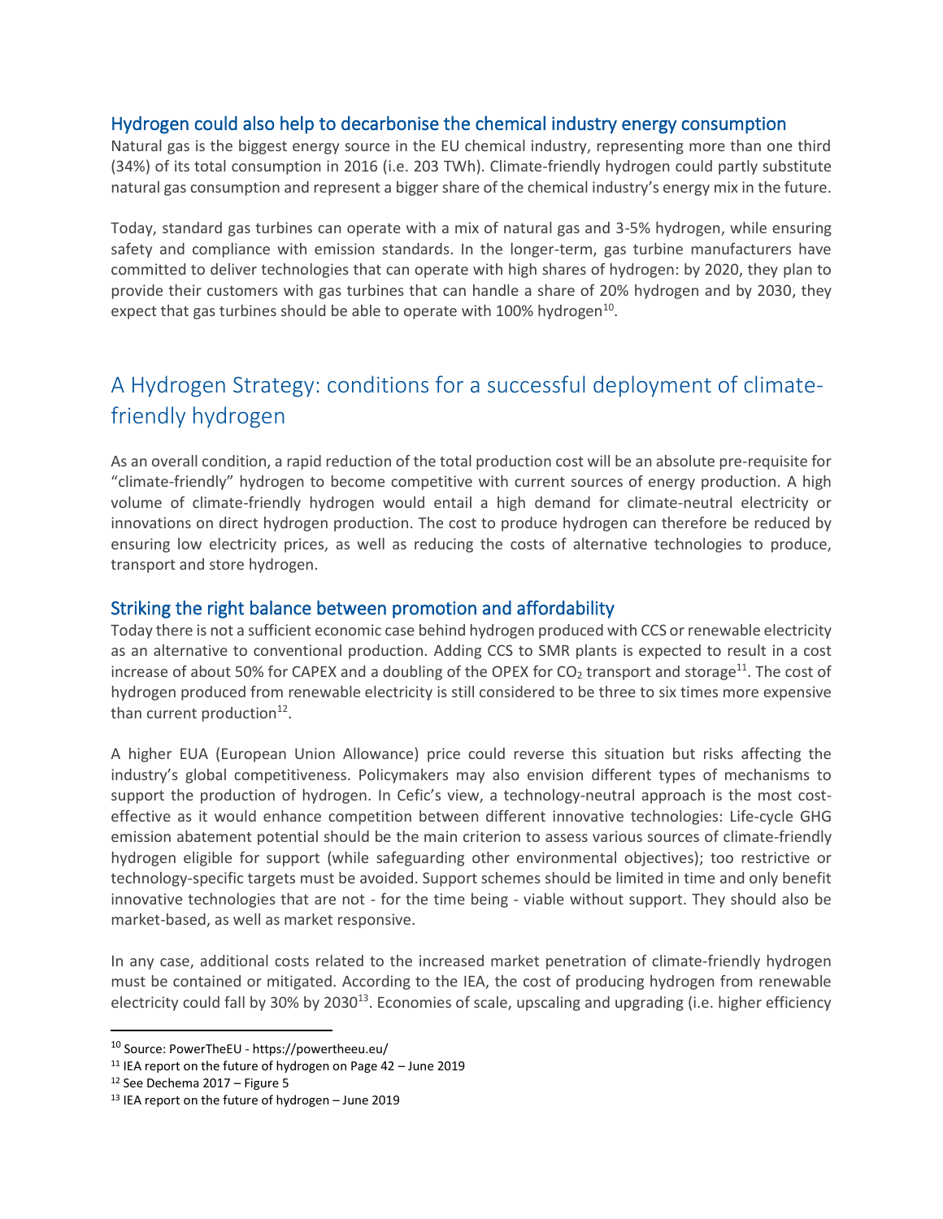### Hydrogen could also help to decarbonise the chemical industry energy consumption

Natural gas is the biggest energy source in the EU chemical industry, representing more than one third (34%) of its total consumption in 2016 (i.e. 203 TWh). Climate-friendly hydrogen could partly substitute natural gas consumption and represent a bigger share of the chemical industry's energy mix in the future.

Today, standard gas turbines can operate with a mix of natural gas and 3-5% hydrogen, while ensuring safety and compliance with emission standards. In the longer-term, gas turbine manufacturers have committed to deliver technologies that can operate with high shares of hydrogen: by 2020, they plan to provide their customers with gas turbines that can handle a share of 20% hydrogen and by 2030, they expect that gas turbines should be able to operate with 100% hydrogen[10].

## A Hydrogen Strategy: conditions for a successful deployment of climate-friendly hydrogen

As an overall condition, a rapid reduction of the total production cost will be an absolute pre-requisite for "climate-friendly" hydrogen to become competitive with current sources of energy production. A high volume of climate-friendly hydrogen would entail a high demand for climate-neutral electricity or innovations on direct hydrogen production. The cost to produce hydrogen can therefore be reduced by ensuring low electricity prices, as well as reducing the costs of alternative technologies to produce, transport and store hydrogen.

### Striking the right balance between promotion and affordability

Today there is not a sufficient economic case behind hydrogen produced with CCS or renewable electricity as an alternative to conventional production. Adding CCS to SMR plants is expected to result in a cost increase of about 50% for CAPEX and a doubling of the OPEX for $CO_2$ transport and storage[11]. The cost of hydrogen produced from renewable electricity is still considered to be three to six times more expensive than current production[12].

A higher EUA (European Union Allowance) price could reverse this situation but risks affecting the industry's global competitiveness. Policymakers may also envision different types of mechanisms to support the production of hydrogen. In Cefic's view, a technology-neutral approach is the most cost-effective as it would enhance competition between different innovative technologies: Life-cycle GHG emission abatement potential should be the main criterion to assess various sources of climate-friendly hydrogen eligible for support (while safeguarding other environmental objectives); too restrictive or technology-specific targets must be avoided. Support schemes should be limited in time and only benefit innovative technologies that are not - for the time being - viable without support. They should also be market-based, as well as market responsive.

In any case, additional costs related to the increased market penetration of climate-friendly hydrogen must be contained or mitigated. According to the IEA, the cost of producing hydrogen from renewable electricity could fall by 30% by 2030[13]. Economies of scale, upscaling and upgrading (i.e. higher efficiency

---

[10] Source: PowerTheEU - https://powertheeu.eu/

[11] IEA report on the future of hydrogen on Page 42 – June 2019

[12] See Dechema 2017 – Figure 5

[13] IEA report on the future of hydrogen – June 2019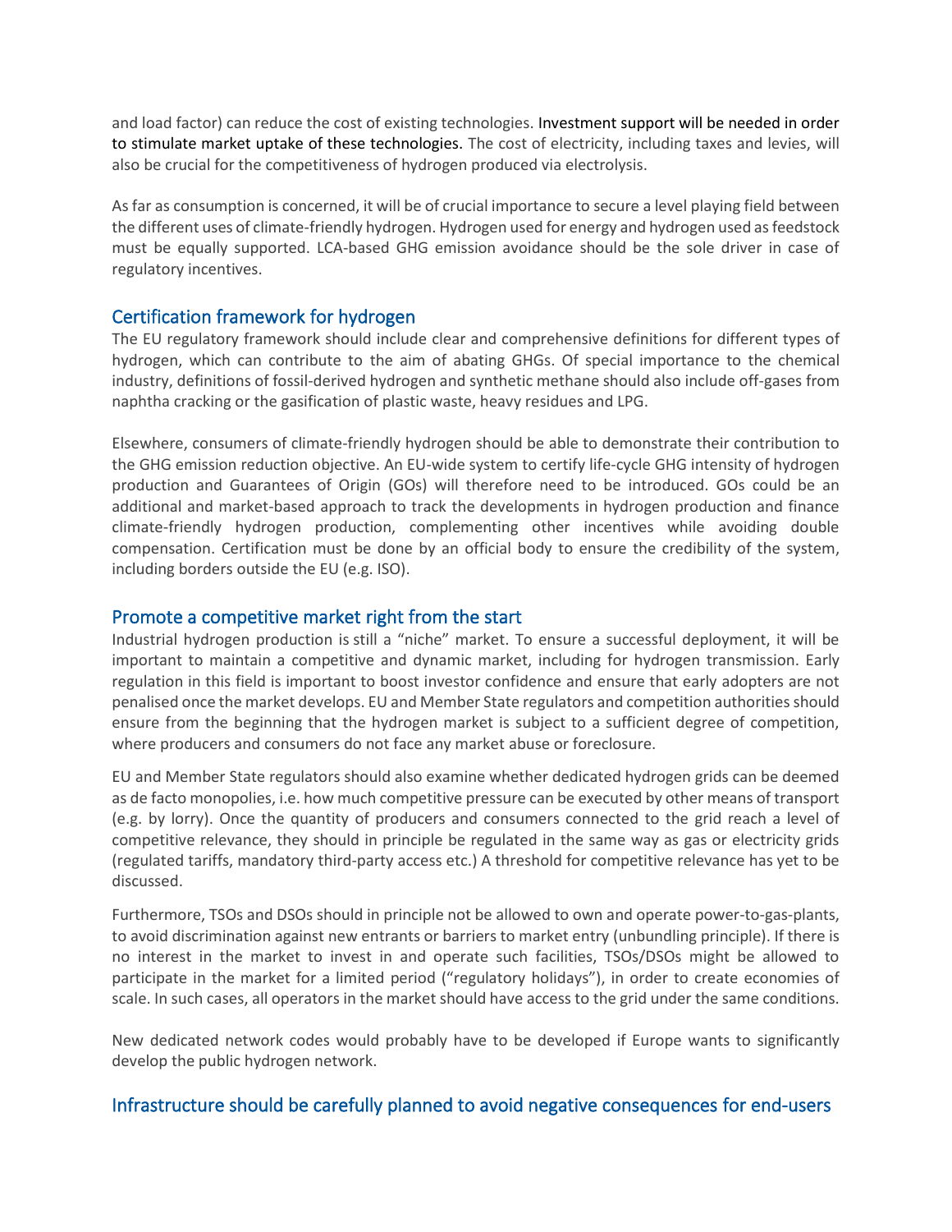and load factor) can reduce the cost of existing technologies. Investment support will be needed in order to stimulate market uptake of these technologies. The cost of electricity, including taxes and levies, will also be crucial for the competitiveness of hydrogen produced via electrolysis.

As far as consumption is concerned, it will be of crucial importance to secure a level playing field between the different uses of climate-friendly hydrogen. Hydrogen used for energy and hydrogen used as feedstock must be equally supported. LCA-based GHG emission avoidance should be the sole driver in case of regulatory incentives.

## Certification framework for hydrogen

The EU regulatory framework should include clear and comprehensive definitions for different types of hydrogen, which can contribute to the aim of abating GHGs. Of special importance to the chemical industry, definitions of fossil-derived hydrogen and synthetic methane should also include off-gases from naphtha cracking or the gasification of plastic waste, heavy residues and LPG.

Elsewhere, consumers of climate-friendly hydrogen should be able to demonstrate their contribution to the GHG emission reduction objective. An EU-wide system to certify life-cycle GHG intensity of hydrogen production and Guarantees of Origin (GOs) will therefore need to be introduced. GOs could be an additional and market-based approach to track the developments in hydrogen production and finance climate-friendly hydrogen production, complementing other incentives while avoiding double compensation. Certification must be done by an official body to ensure the credibility of the system, including borders outside the EU (e.g. ISO).

## Promote a competitive market right from the start

Industrial hydrogen production is still a "niche" market. To ensure a successful deployment, it will be important to maintain a competitive and dynamic market, including for hydrogen transmission. Early regulation in this field is important to boost investor confidence and ensure that early adopters are not penalised once the market develops. EU and Member State regulators and competition authorities should ensure from the beginning that the hydrogen market is subject to a sufficient degree of competition, where producers and consumers do not face any market abuse or foreclosure.

EU and Member State regulators should also examine whether dedicated hydrogen grids can be deemed as de facto monopolies, i.e. how much competitive pressure can be executed by other means of transport (e.g. by lorry). Once the quantity of producers and consumers connected to the grid reach a level of competitive relevance, they should in principle be regulated in the same way as gas or electricity grids (regulated tariffs, mandatory third-party access etc.) A threshold for competitive relevance has yet to be discussed.

Furthermore, TSOs and DSOs should in principle not be allowed to own and operate power-to-gas-plants, to avoid discrimination against new entrants or barriers to market entry (unbundling principle). If there is no interest in the market to invest in and operate such facilities, TSOs/DSOs might be allowed to participate in the market for a limited period ("regulatory holidays"), in order to create economies of scale. In such cases, all operators in the market should have access to the grid under the same conditions.

New dedicated network codes would probably have to be developed if Europe wants to significantly develop the public hydrogen network.

## Infrastructure should be carefully planned to avoid negative consequences for end-users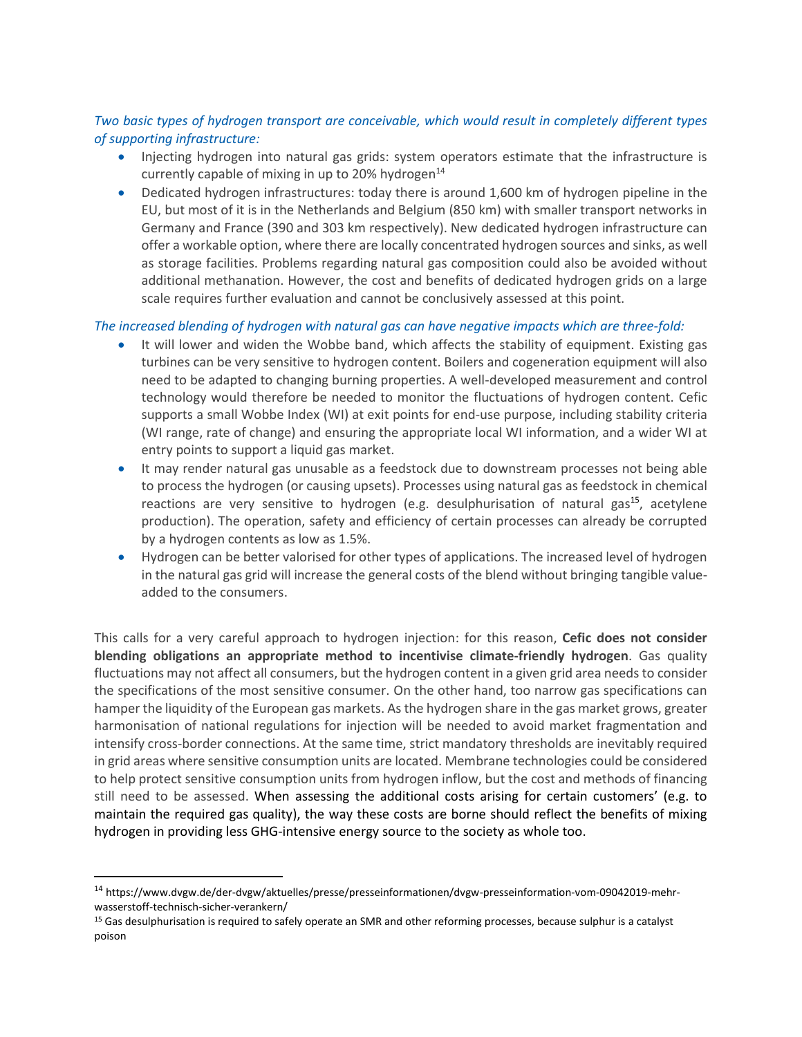*Two basic types of hydrogen transport are conceivable, which would result in completely different types of supporting infrastructure:*

- Injecting hydrogen into natural gas grids: system operators estimate that the infrastructure is currently capable of mixing in up to 20% hydrogen[14]
- Dedicated hydrogen infrastructures: today there is around 1,600 km of hydrogen pipeline in the EU, but most of it is in the Netherlands and Belgium (850 km) with smaller transport networks in Germany and France (390 and 303 km respectively). New dedicated hydrogen infrastructure can offer a workable option, where there are locally concentrated hydrogen sources and sinks, as well as storage facilities. Problems regarding natural gas composition could also be avoided without additional methanation. However, the cost and benefits of dedicated hydrogen grids on a large scale requires further evaluation and cannot be conclusively assessed at this point.

*The increased blending of hydrogen with natural gas can have negative impacts which are three-fold:*

- It will lower and widen the Wobbe band, which affects the stability of equipment. Existing gas turbines can be very sensitive to hydrogen content. Boilers and cogeneration equipment will also need to be adapted to changing burning properties. A well-developed measurement and control technology would therefore be needed to monitor the fluctuations of hydrogen content. Cefic supports a small Wobbe Index (WI) at exit points for end-use purpose, including stability criteria (WI range, rate of change) and ensuring the appropriate local WI information, and a wider WI at entry points to support a liquid gas market.
- It may render natural gas unusable as a feedstock due to downstream processes not being able to process the hydrogen (or causing upsets). Processes using natural gas as feedstock in chemical reactions are very sensitive to hydrogen (e.g. desulphurisation of natural gas[15], acetylene production). The operation, safety and efficiency of certain processes can already be corrupted by a hydrogen contents as low as 1.5%.
- Hydrogen can be better valorised for other types of applications. The increased level of hydrogen in the natural gas grid will increase the general costs of the blend without bringing tangible value-added to the consumers.

This calls for a very careful approach to hydrogen injection: for this reason, **Cefic does not consider blending obligations an appropriate method to incentivise climate-friendly hydrogen**. Gas quality fluctuations may not affect all consumers, but the hydrogen content in a given grid area needs to consider the specifications of the most sensitive consumer. On the other hand, too narrow gas specifications can hamper the liquidity of the European gas markets. As the hydrogen share in the gas market grows, greater harmonisation of national regulations for injection will be needed to avoid market fragmentation and intensify cross-border connections. At the same time, strict mandatory thresholds are inevitably required in grid areas where sensitive consumption units are located. Membrane technologies could be considered to help protect sensitive consumption units from hydrogen inflow, but the cost and methods of financing still need to be assessed. When assessing the additional costs arising for certain customers' (e.g. to maintain the required gas quality), the way these costs are borne should reflect the benefits of mixing hydrogen in providing less GHG-intensive energy source to the society as whole too.

---

[14] https://www.dvgw.de/der-dvgw/aktuelles/presse/presseinformationen/dvgw-presseinformation-vom-09042019-mehr-wasserstoff-technisch-sicher-verankern/

[15] Gas desulphurisation is required to safely operate an SMR and other reforming processes, because sulphur is a catalyst poison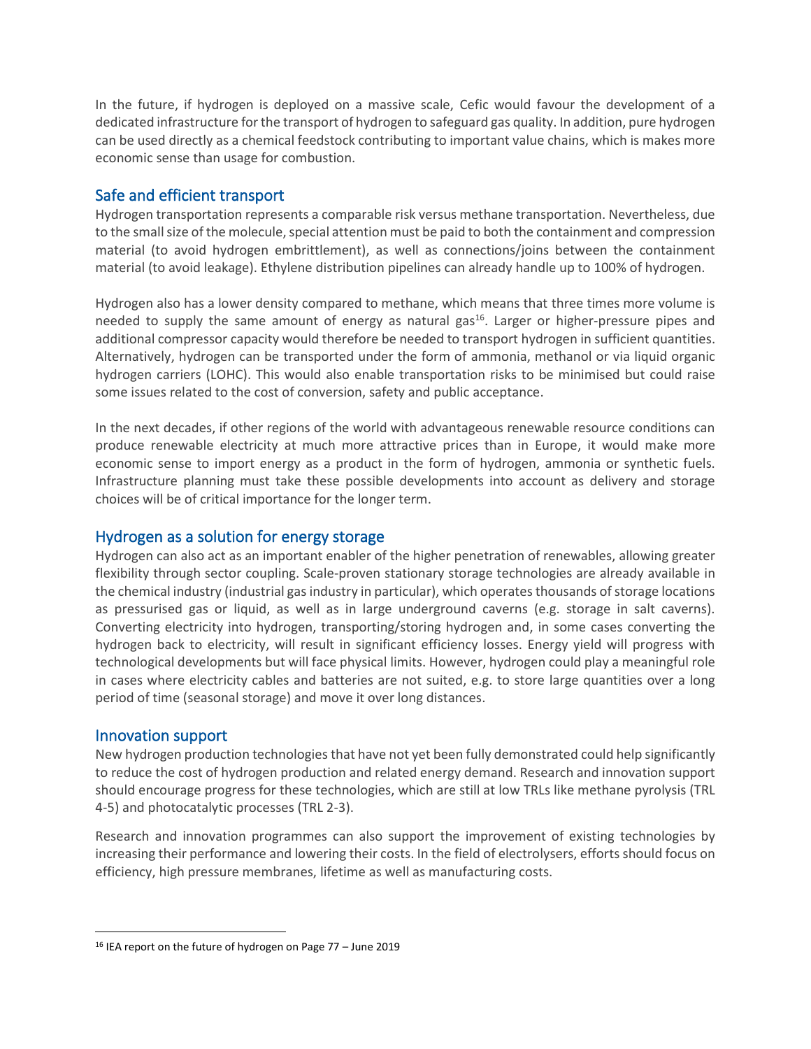In the future, if hydrogen is deployed on a massive scale, Cefic would favour the development of a dedicated infrastructure for the transport of hydrogen to safeguard gas quality. In addition, pure hydrogen can be used directly as a chemical feedstock contributing to important value chains, which is makes more economic sense than usage for combustion.

## Safe and efficient transport

Hydrogen transportation represents a comparable risk versus methane transportation. Nevertheless, due to the small size of the molecule, special attention must be paid to both the containment and compression material (to avoid hydrogen embrittlement), as well as connections/joins between the containment material (to avoid leakage). Ethylene distribution pipelines can already handle up to 100% of hydrogen.

Hydrogen also has a lower density compared to methane, which means that three times more volume is needed to supply the same amount of energy as natural gas[16]. Larger or higher-pressure pipes and additional compressor capacity would therefore be needed to transport hydrogen in sufficient quantities. Alternatively, hydrogen can be transported under the form of ammonia, methanol or via liquid organic hydrogen carriers (LOHC). This would also enable transportation risks to be minimised but could raise some issues related to the cost of conversion, safety and public acceptance.

In the next decades, if other regions of the world with advantageous renewable resource conditions can produce renewable electricity at much more attractive prices than in Europe, it would make more economic sense to import energy as a product in the form of hydrogen, ammonia or synthetic fuels. Infrastructure planning must take these possible developments into account as delivery and storage choices will be of critical importance for the longer term.

## Hydrogen as a solution for energy storage

Hydrogen can also act as an important enabler of the higher penetration of renewables, allowing greater flexibility through sector coupling. Scale-proven stationary storage technologies are already available in the chemical industry (industrial gas industry in particular), which operates thousands of storage locations as pressurised gas or liquid, as well as in large underground caverns (e.g. storage in salt caverns). Converting electricity into hydrogen, transporting/storing hydrogen and, in some cases converting the hydrogen back to electricity, will result in significant efficiency losses. Energy yield will progress with technological developments but will face physical limits. However, hydrogen could play a meaningful role in cases where electricity cables and batteries are not suited, e.g. to store large quantities over a long period of time (seasonal storage) and move it over long distances.

## Innovation support

New hydrogen production technologies that have not yet been fully demonstrated could help significantly to reduce the cost of hydrogen production and related energy demand. Research and innovation support should encourage progress for these technologies, which are still at low TRLs like methane pyrolysis (TRL 4-5) and photocatalytic processes (TRL 2-3).

Research and innovation programmes can also support the improvement of existing technologies by increasing their performance and lowering their costs. In the field of electrolysers, efforts should focus on efficiency, high pressure membranes, lifetime as well as manufacturing costs.

---

[16] IEA report on the future of hydrogen on Page 77 – June 2019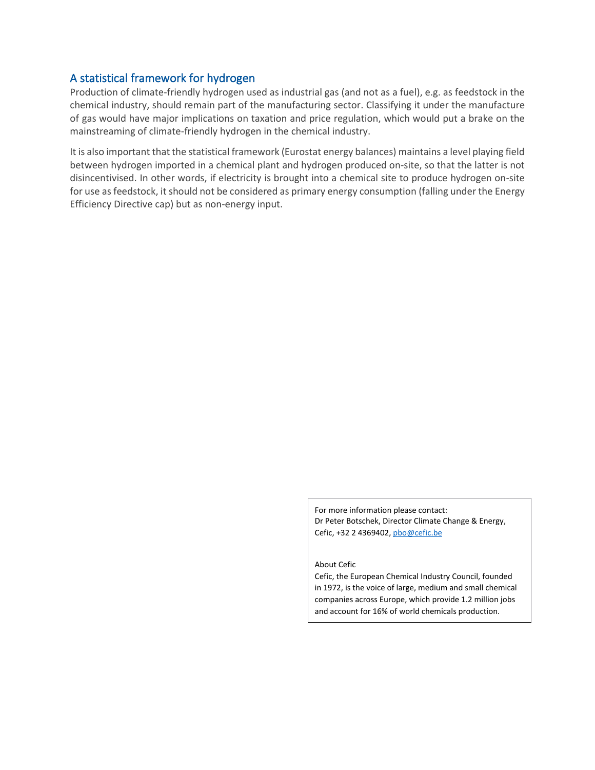## A statistical framework for hydrogen

Production of climate-friendly hydrogen used as industrial gas (and not as a fuel), e.g. as feedstock in the chemical industry, should remain part of the manufacturing sector. Classifying it under the manufacture of gas would have major implications on taxation and price regulation, which would put a brake on the mainstreaming of climate-friendly hydrogen in the chemical industry.

It is also important that the statistical framework (Eurostat energy balances) maintains a level playing field between hydrogen imported in a chemical plant and hydrogen produced on-site, so that the latter is not disincentivised. In other words, if electricity is brought into a chemical site to produce hydrogen on-site for use as feedstock, it should not be considered as primary energy consumption (falling under the Energy Efficiency Directive cap) but as non-energy input.

For more information please contact:
Dr Peter Botschek, Director Climate Change & Energy, Cefic, +32 2 4369402, pbo@cefic.be

About Cefic
Cefic, the European Chemical Industry Council, founded in 1972, is the voice of large, medium and small chemical companies across Europe, which provide 1.2 million jobs and account for 16% of world chemicals production.